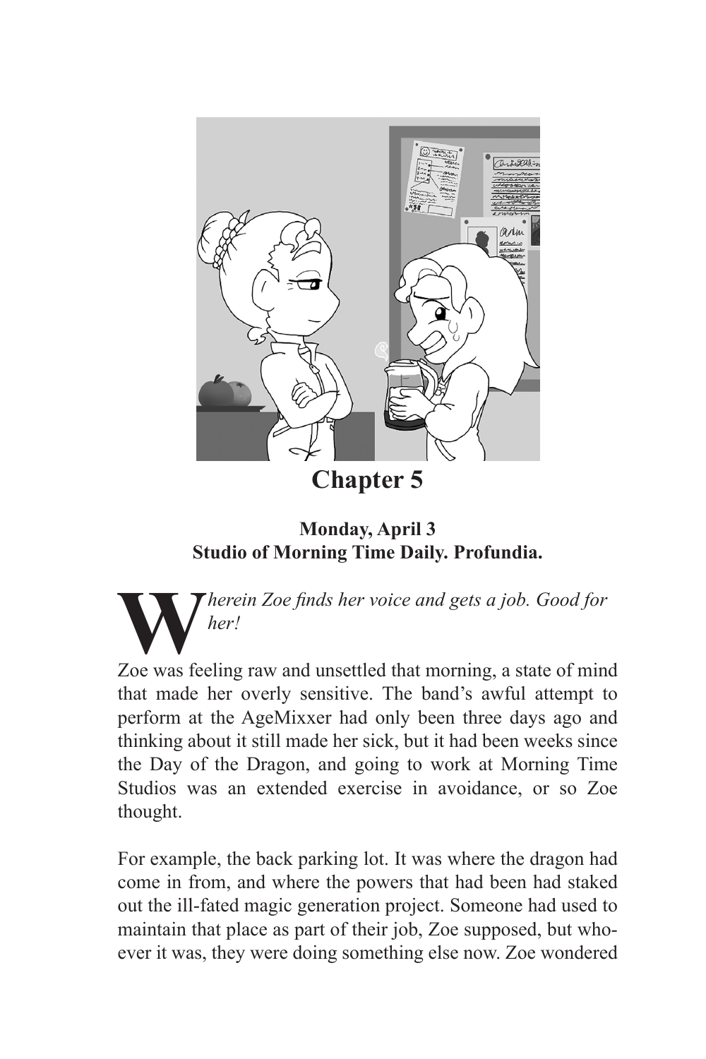# Chapter 5

**Monday, April 3**
**Studio of Morning Time Daily. Profundia.**

W*herein Zoe finds her voice and gets a job. Good for her!*

Zoe was feeling raw and unsettled that morning, a state of mind that made her overly sensitive. The band's awful attempt to perform at the AgeMixxer had only been three days ago and thinking about it still made her sick, but it had been weeks since the Day of the Dragon, and going to work at Morning Time Studios was an extended exercise in avoidance, or so Zoe thought.

For example, the back parking lot. It was where the dragon had come in from, and where the powers that had been had staked out the ill-fated magic generation project. Someone had used to maintain that place as part of their job, Zoe supposed, but whoever it was, they were doing something else now. Zoe wondered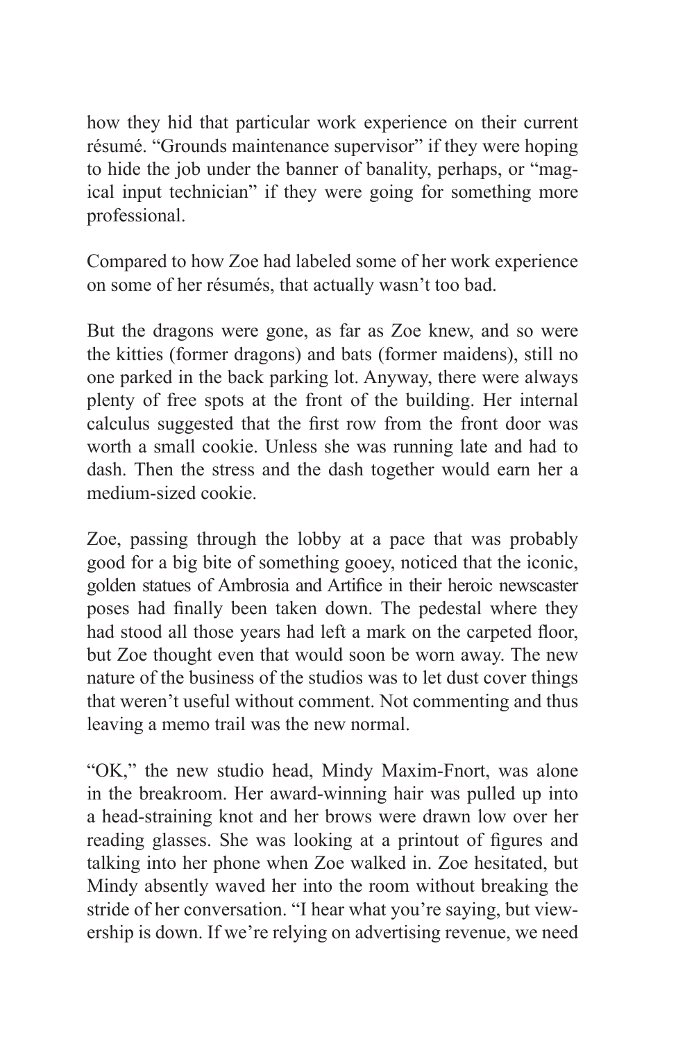how they hid that particular work experience on their current résumé. "Grounds maintenance supervisor" if they were hoping to hide the job under the banner of banality, perhaps, or "magical input technician" if they were going for something more professional.

Compared to how Zoe had labeled some of her work experience on some of her résumés, that actually wasn't too bad.

But the dragons were gone, as far as Zoe knew, and so were the kitties (former dragons) and bats (former maidens), still no one parked in the back parking lot. Anyway, there were always plenty of free spots at the front of the building. Her internal calculus suggested that the first row from the front door was worth a small cookie. Unless she was running late and had to dash. Then the stress and the dash together would earn her a medium-sized cookie.

Zoe, passing through the lobby at a pace that was probably good for a big bite of something gooey, noticed that the iconic, golden statues of Ambrosia and Artifice in their heroic newscaster poses had finally been taken down. The pedestal where they had stood all those years had left a mark on the carpeted floor, but Zoe thought even that would soon be worn away. The new nature of the business of the studios was to let dust cover things that weren't useful without comment. Not commenting and thus leaving a memo trail was the new normal.

"OK," the new studio head, Mindy Maxim-Fnort, was alone in the breakroom. Her award-winning hair was pulled up into a head-straining knot and her brows were drawn low over her reading glasses. She was looking at a printout of figures and talking into her phone when Zoe walked in. Zoe hesitated, but Mindy absently waved her into the room without breaking the stride of her conversation. "I hear what you're saying, but viewership is down. If we're relying on advertising revenue, we need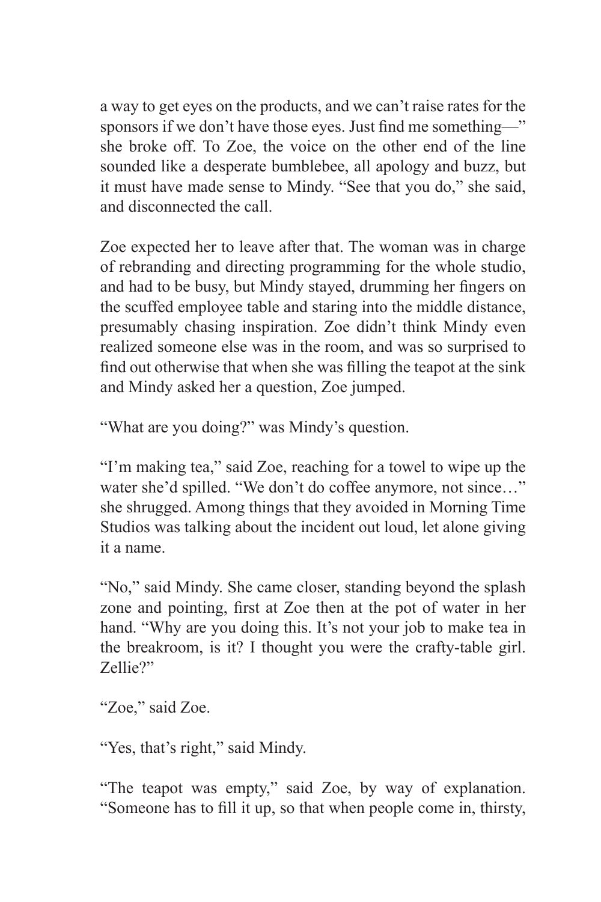a way to get eyes on the products, and we can't raise rates for the sponsors if we don't have those eyes. Just find me something—" she broke off. To Zoe, the voice on the other end of the line sounded like a desperate bumblebee, all apology and buzz, but it must have made sense to Mindy. "See that you do," she said, and disconnected the call.

Zoe expected her to leave after that. The woman was in charge of rebranding and directing programming for the whole studio, and had to be busy, but Mindy stayed, drumming her fingers on the scuffed employee table and staring into the middle distance, presumably chasing inspiration. Zoe didn't think Mindy even realized someone else was in the room, and was so surprised to find out otherwise that when she was filling the teapot at the sink and Mindy asked her a question, Zoe jumped.

"What are you doing?" was Mindy's question.

"I'm making tea," said Zoe, reaching for a towel to wipe up the water she'd spilled. "We don't do coffee anymore, not since…" she shrugged. Among things that they avoided in Morning Time Studios was talking about the incident out loud, let alone giving it a name.

"No," said Mindy. She came closer, standing beyond the splash zone and pointing, first at Zoe then at the pot of water in her hand. "Why are you doing this. It's not your job to make tea in the breakroom, is it? I thought you were the crafty-table girl. Zellie?"

"Zoe," said Zoe.

"Yes, that's right," said Mindy.

"The teapot was empty," said Zoe, by way of explanation. "Someone has to fill it up, so that when people come in, thirsty,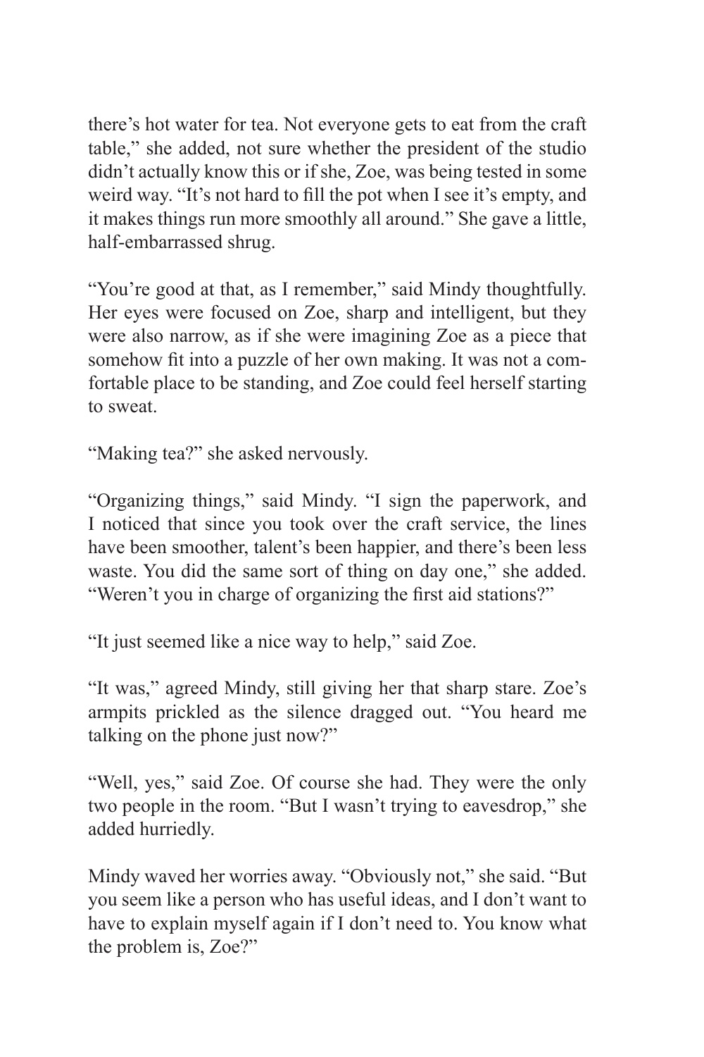there's hot water for tea. Not everyone gets to eat from the craft table," she added, not sure whether the president of the studio didn't actually know this or if she, Zoe, was being tested in some weird way. "It's not hard to fill the pot when I see it's empty, and it makes things run more smoothly all around." She gave a little, half-embarrassed shrug.

"You're good at that, as I remember," said Mindy thoughtfully. Her eyes were focused on Zoe, sharp and intelligent, but they were also narrow, as if she were imagining Zoe as a piece that somehow fit into a puzzle of her own making. It was not a comfortable place to be standing, and Zoe could feel herself starting to sweat.

"Making tea?" she asked nervously.

"Organizing things," said Mindy. "I sign the paperwork, and I noticed that since you took over the craft service, the lines have been smoother, talent's been happier, and there's been less waste. You did the same sort of thing on day one," she added. "Weren't you in charge of organizing the first aid stations?"

"It just seemed like a nice way to help," said Zoe.

"It was," agreed Mindy, still giving her that sharp stare. Zoe's armpits prickled as the silence dragged out. "You heard me talking on the phone just now?"

"Well, yes," said Zoe. Of course she had. They were the only two people in the room. "But I wasn't trying to eavesdrop," she added hurriedly.

Mindy waved her worries away. "Obviously not," she said. "But you seem like a person who has useful ideas, and I don't want to have to explain myself again if I don't need to. You know what the problem is, Zoe?"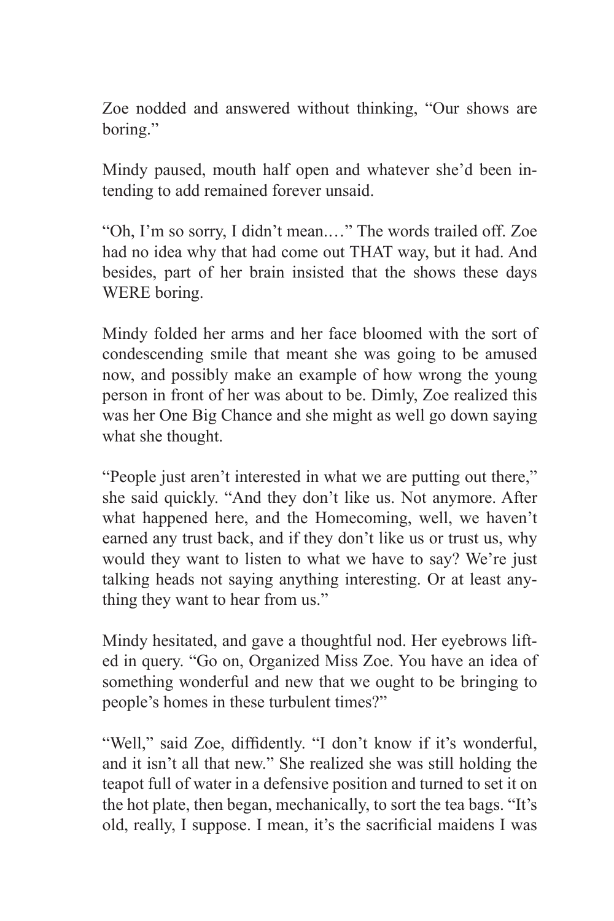Zoe nodded and answered without thinking, "Our shows are boring."

Mindy paused, mouth half open and whatever she'd been intending to add remained forever unsaid.

"Oh, I'm so sorry, I didn't mean.…" The words trailed off. Zoe had no idea why that had come out THAT way, but it had. And besides, part of her brain insisted that the shows these days WERE boring.

Mindy folded her arms and her face bloomed with the sort of condescending smile that meant she was going to be amused now, and possibly make an example of how wrong the young person in front of her was about to be. Dimly, Zoe realized this was her One Big Chance and she might as well go down saying what she thought.

"People just aren't interested in what we are putting out there," she said quickly. "And they don't like us. Not anymore. After what happened here, and the Homecoming, well, we haven't earned any trust back, and if they don't like us or trust us, why would they want to listen to what we have to say? We're just talking heads not saying anything interesting. Or at least anything they want to hear from us."

Mindy hesitated, and gave a thoughtful nod. Her eyebrows lifted in query. "Go on, Organized Miss Zoe. You have an idea of something wonderful and new that we ought to be bringing to people's homes in these turbulent times?"

"Well," said Zoe, diffidently. "I don't know if it's wonderful, and it isn't all that new." She realized she was still holding the teapot full of water in a defensive position and turned to set it on the hot plate, then began, mechanically, to sort the tea bags. "It's old, really, I suppose. I mean, it's the sacrificial maidens I was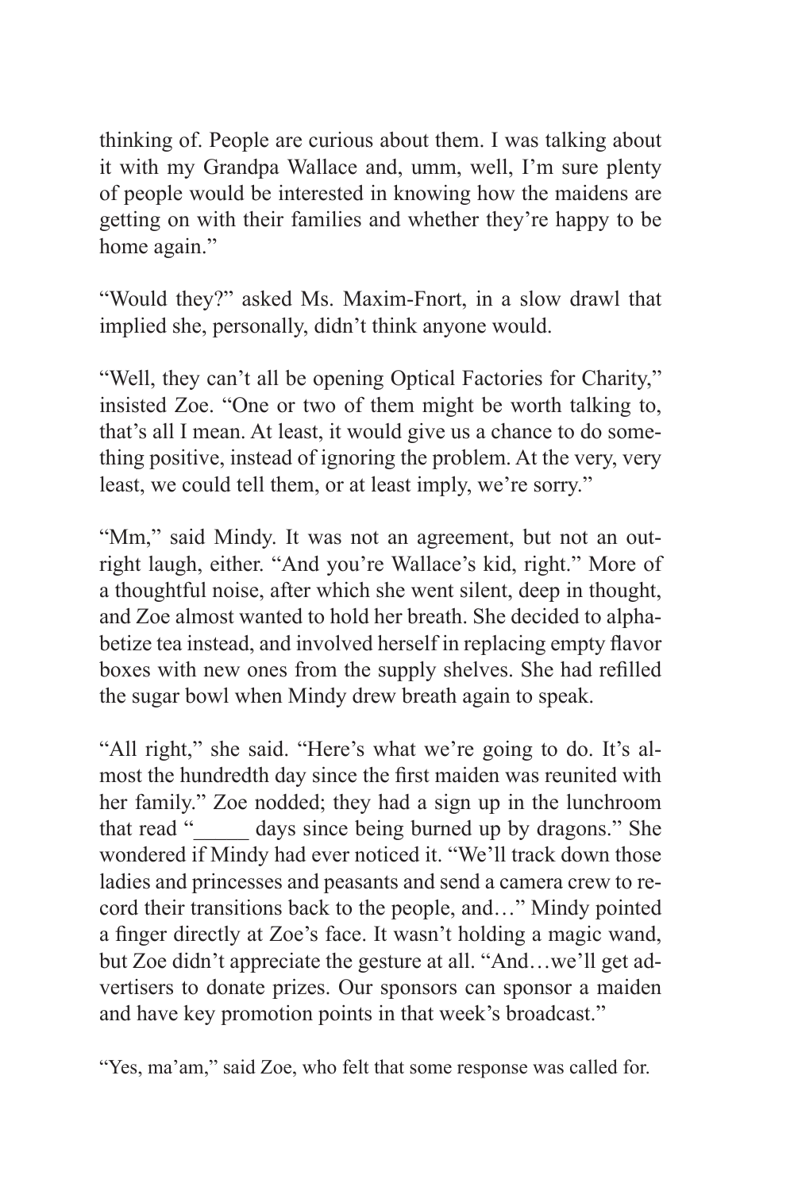thinking of. People are curious about them. I was talking about it with my Grandpa Wallace and, umm, well, I'm sure plenty of people would be interested in knowing how the maidens are getting on with their families and whether they're happy to be home again."

"Would they?" asked Ms. Maxim-Fnort, in a slow drawl that implied she, personally, didn't think anyone would.

"Well, they can't all be opening Optical Factories for Charity," insisted Zoe. "One or two of them might be worth talking to, that's all I mean. At least, it would give us a chance to do something positive, instead of ignoring the problem. At the very, very least, we could tell them, or at least imply, we're sorry."

"Mm," said Mindy. It was not an agreement, but not an outright laugh, either. "And you're Wallace's kid, right." More of a thoughtful noise, after which she went silent, deep in thought, and Zoe almost wanted to hold her breath. She decided to alphabetize tea instead, and involved herself in replacing empty flavor boxes with new ones from the supply shelves. She had refilled the sugar bowl when Mindy drew breath again to speak.

"All right," she said. "Here's what we're going to do. It's almost the hundredth day since the first maiden was reunited with her family." Zoe nodded; they had a sign up in the lunchroom that read "_____ days since being burned up by dragons." She wondered if Mindy had ever noticed it. "We'll track down those ladies and princesses and peasants and send a camera crew to record their transitions back to the people, and…" Mindy pointed a finger directly at Zoe's face. It wasn't holding a magic wand, but Zoe didn't appreciate the gesture at all. "And…we'll get advertisers to donate prizes. Our sponsors can sponsor a maiden and have key promotion points in that week's broadcast."

"Yes, ma'am," said Zoe, who felt that some response was called for.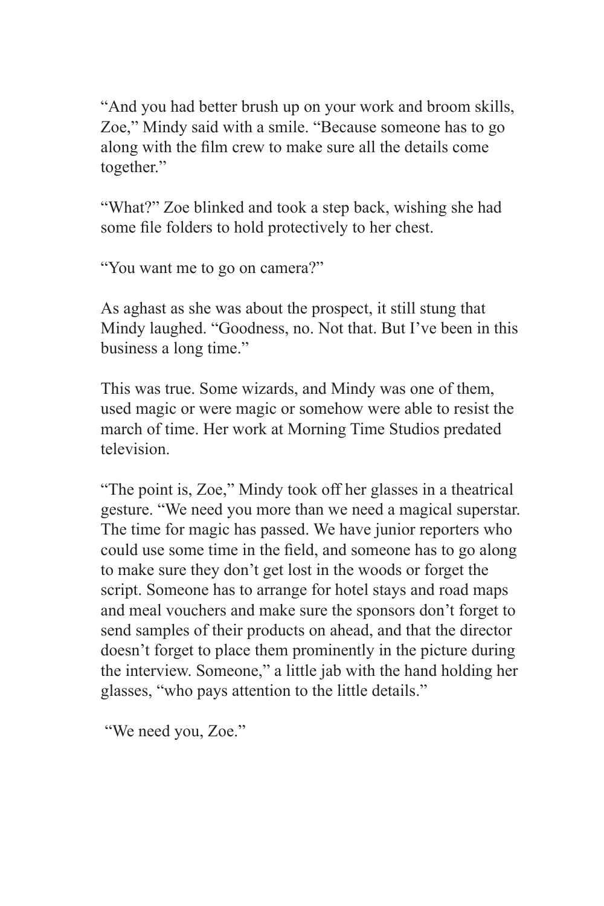"And you had better brush up on your work and broom skills, Zoe," Mindy said with a smile. "Because someone has to go along with the film crew to make sure all the details come together."

"What?" Zoe blinked and took a step back, wishing she had some file folders to hold protectively to her chest.

"You want me to go on camera?"

As aghast as she was about the prospect, it still stung that Mindy laughed. "Goodness, no. Not that. But I've been in this business a long time."

This was true. Some wizards, and Mindy was one of them, used magic or were magic or somehow were able to resist the march of time. Her work at Morning Time Studios predated television.

"The point is, Zoe," Mindy took off her glasses in a theatrical gesture. "We need you more than we need a magical superstar. The time for magic has passed. We have junior reporters who could use some time in the field, and someone has to go along to make sure they don't get lost in the woods or forget the script. Someone has to arrange for hotel stays and road maps and meal vouchers and make sure the sponsors don't forget to send samples of their products on ahead, and that the director doesn't forget to place them prominently in the picture during the interview. Someone," a little jab with the hand holding her glasses, "who pays attention to the little details."

"We need you, Zoe."